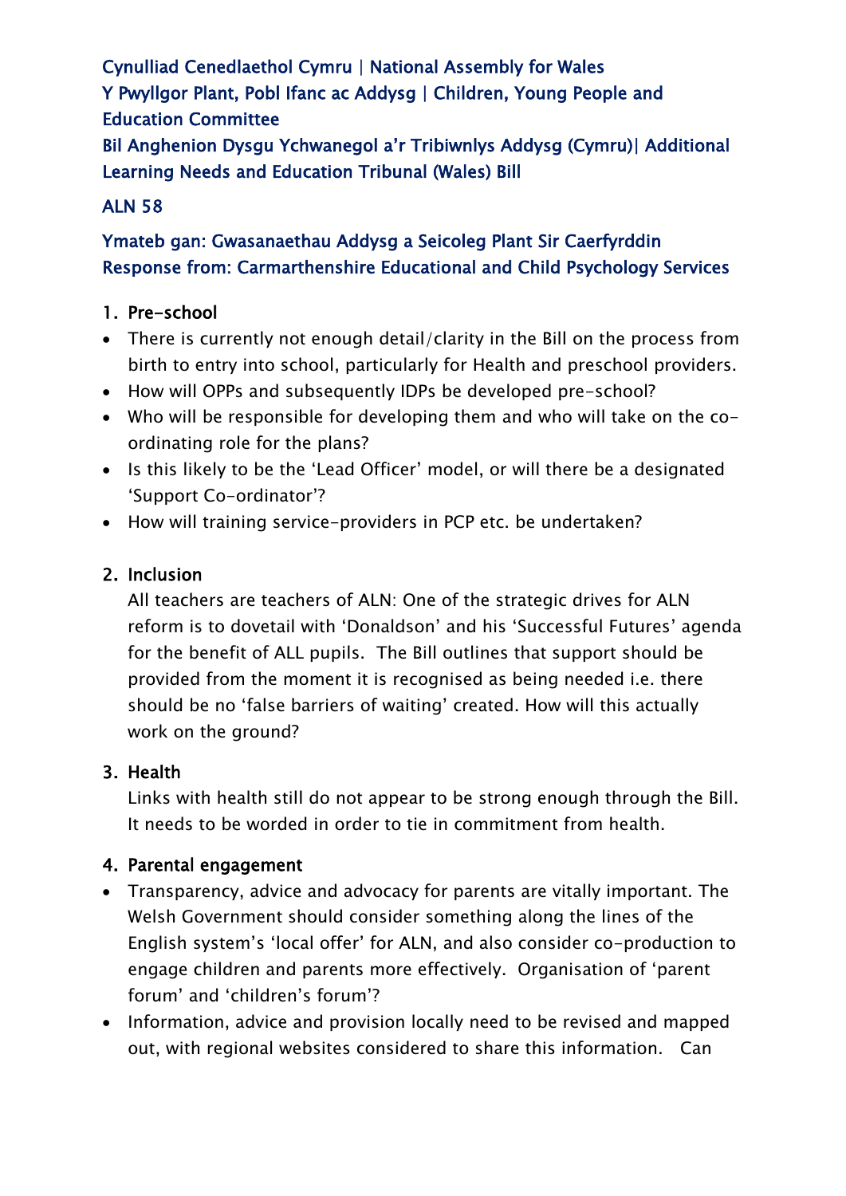Cynulliad Cenedlaethol Cymru | National Assembly for Wales
Y Pwyllgor Plant, Pobl Ifanc ac Addysg | Children, Young People and Education Committee
Bil Anghenion Dysgu Ychwanegol a'r Tribiwnlys Addysg (Cymru)| Additional Learning Needs and Education Tribunal (Wales) Bill

ALN 58

Ymateb gan: Gwasanaethau Addysg a Seicoleg Plant Sir Caerfyrddin
Response from: Carmarthenshire Educational and Child Psychology Services

## 1. Pre-school

- There is currently not enough detail/clarity in the Bill on the process from birth to entry into school, particularly for Health and preschool providers.
- How will OPPs and subsequently IDPs be developed pre-school?
- Who will be responsible for developing them and who will take on the co-ordinating role for the plans?
- Is this likely to be the 'Lead Officer' model, or will there be a designated 'Support Co-ordinator'?
- How will training service-providers in PCP etc. be undertaken?

## 2. Inclusion

All teachers are teachers of ALN: One of the strategic drives for ALN reform is to dovetail with 'Donaldson' and his 'Successful Futures' agenda for the benefit of ALL pupils. The Bill outlines that support should be provided from the moment it is recognised as being needed i.e. there should be no 'false barriers of waiting' created. How will this actually work on the ground?

## 3. Health

Links with health still do not appear to be strong enough through the Bill. It needs to be worded in order to tie in commitment from health.

## 4. Parental engagement

- Transparency, advice and advocacy for parents are vitally important. The Welsh Government should consider something along the lines of the English system's 'local offer' for ALN, and also consider co-production to engage children and parents more effectively. Organisation of 'parent forum' and 'children's forum'?
- Information, advice and provision locally need to be revised and mapped out, with regional websites considered to share this information. Can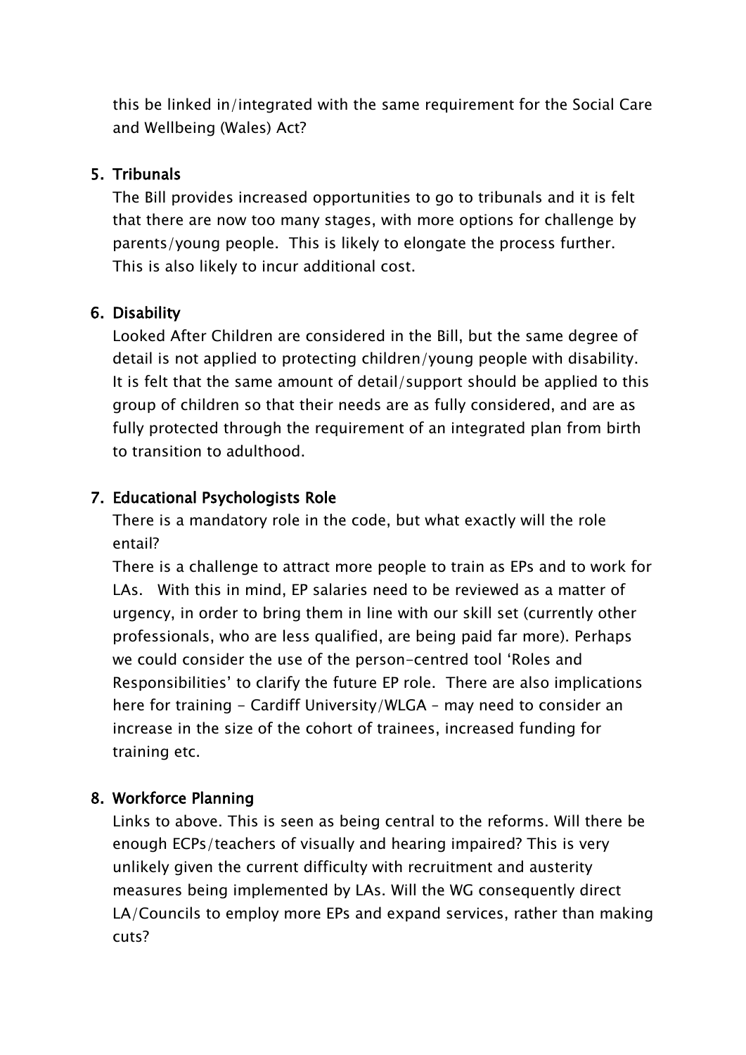this be linked in/integrated with the same requirement for the Social Care and Wellbeing (Wales) Act?

5. **Tribunals**

   The Bill provides increased opportunities to go to tribunals and it is felt that there are now too many stages, with more options for challenge by parents/young people. This is likely to elongate the process further. This is also likely to incur additional cost.

6. **Disability**

   Looked After Children are considered in the Bill, but the same degree of detail is not applied to protecting children/young people with disability. It is felt that the same amount of detail/support should be applied to this group of children so that their needs are as fully considered, and are as fully protected through the requirement of an integrated plan from birth to transition to adulthood.

7. **Educational Psychologists Role**

   There is a mandatory role in the code, but what exactly will the role entail?

   There is a challenge to attract more people to train as EPs and to work for LAs. With this in mind, EP salaries need to be reviewed as a matter of urgency, in order to bring them in line with our skill set (currently other professionals, who are less qualified, are being paid far more). Perhaps we could consider the use of the person-centred tool 'Roles and Responsibilities' to clarify the future EP role. There are also implications here for training - Cardiff University/WLGA – may need to consider an increase in the size of the cohort of trainees, increased funding for training etc.

8. **Workforce Planning**

   Links to above. This is seen as being central to the reforms. Will there be enough ECPs/teachers of visually and hearing impaired? This is very unlikely given the current difficulty with recruitment and austerity measures being implemented by LAs. Will the WG consequently direct LA/Councils to employ more EPs and expand services, rather than making cuts?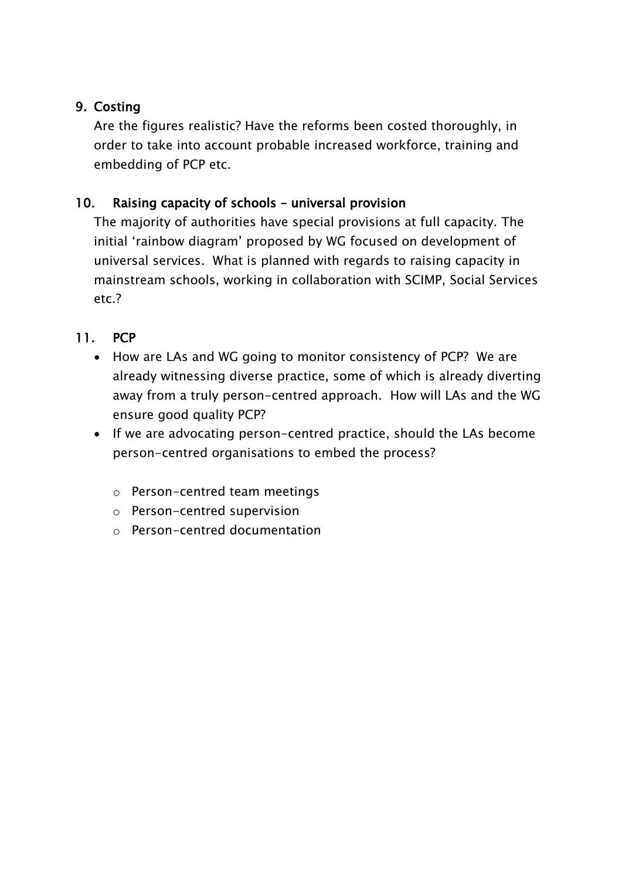## 9. Costing

Are the figures realistic? Have the reforms been costed thoroughly, in order to take into account probable increased workforce, training and embedding of PCP etc.

## 10. Raising capacity of schools – universal provision

The majority of authorities have special provisions at full capacity. The initial 'rainbow diagram' proposed by WG focused on development of universal services. What is planned with regards to raising capacity in mainstream schools, working in collaboration with SCIMP, Social Services etc.?

## 11. PCP

- How are LAs and WG going to monitor consistency of PCP? We are already witnessing diverse practice, some of which is already diverting away from a truly person-centred approach. How will LAs and the WG ensure good quality PCP?
- If we are advocating person-centred practice, should the LAs become person-centred organisations to embed the process?
  - Person-centred team meetings
  - Person-centred supervision
  - Person-centred documentation